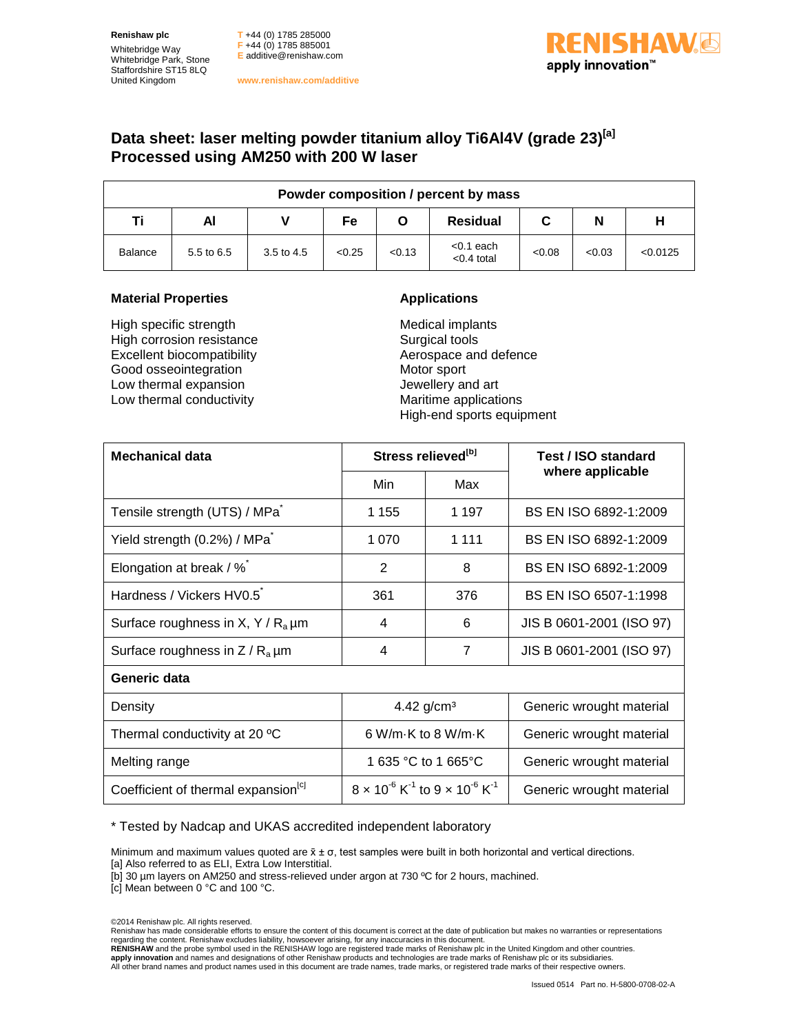Renishaw plc

Whitebridge Way
Whitebridge Park, Stone
Staffordshire ST15 8LQ
United Kingdom

T +44 (0) 1785 285000
F +44 (0) 1785 885001
E additive@renishaw.com

www.renishaw.com/additive

# Data sheet: laser melting powder titanium alloy Ti6Al4V (grade 23)[a]
# Processed using AM250 with 200 W laser

| Powder composition / percent by mass | | | | | | | | |
|---|---|---|---|---|---|---|---|---|
| **Ti** | **Al** | **V** | **Fe** | **O** | **Residual** | **C** | **N** | **H** |
| Balance | 5.5 to 6.5 | 3.5 to 4.5 | <0.25 | <0.13 | <0.1 each <0.4 total | <0.08 | <0.03 | <0.0125 |

### Material Properties

High specific strength
High corrosion resistance
Excellent biocompatibility
Good osseointegration
Low thermal expansion
Low thermal conductivity

### Applications

Medical implants
Surgical tools
Aerospace and defence
Motor sport
Jewellery and art
Maritime applications
High-end sports equipment

| Mechanical data | Stress relieved[b] | | Test / ISO standard where applicable |
|---|---|---|---|
| | Min | Max | |
| Tensile strength (UTS) / MPa* | 1 155 | 1 197 | BS EN ISO 6892-1:2009 |
| Yield strength (0.2%) / MPa* | 1 070 | 1 111 | BS EN ISO 6892-1:2009 |
| Elongation at break / %* | 2 | 8 | BS EN ISO 6892-1:2009 |
| Hardness / Vickers HV0.5* | 361 | 376 | BS EN ISO 6507-1:1998 |
| Surface roughness in X, Y / $R_a$ µm | 4 | 6 | JIS B 0601-2001 (ISO 97) |
| Surface roughness in Z / $R_a$ µm | 4 | 7 | JIS B 0601-2001 (ISO 97) |
| **Generic data** | | | |
| Density | 4.42 g/cm³ | | Generic wrought material |
| Thermal conductivity at 20 ºC | 6 W/m·K to 8 W/m·K | | Generic wrought material |
| Melting range | 1 635 °C to 1 665°C | | Generic wrought material |
| Coefficient of thermal expansion[c] | $8 \times 10^{-6}$ $K^{-1}$ to $9 \times 10^{-6}$ $K^{-1}$ | | Generic wrought material |

\* Tested by Nadcap and UKAS accredited independent laboratory

Minimum and maximum values quoted are $\bar{x} \pm \sigma$, test samples were built in both horizontal and vertical directions.
[a] Also referred to as ELI, Extra Low Interstitial.
[b] 30 µm layers on AM250 and stress-relieved under argon at 730 ºC for 2 hours, machined.
[c] Mean between 0 °C and 100 °C.

©2014 Renishaw plc. All rights reserved.
Renishaw has made considerable efforts to ensure the content of this document is correct at the date of publication but makes no warranties or representations regarding the content. Renishaw excludes liability, howsoever arising, for any inaccuracies in this document.
**RENISHAW** and the probe symbol used in the RENISHAW logo are registered trade marks of Renishaw plc in the United Kingdom and other countries.
**apply innovation** and names and designations of other Renishaw products and technologies are trade marks of Renishaw plc or its subsidiaries.
All other brand names and product names used in this document are trade names, trade marks, or registered trade marks of their respective owners.

Issued 0514 Part no. H-5800-0708-02-A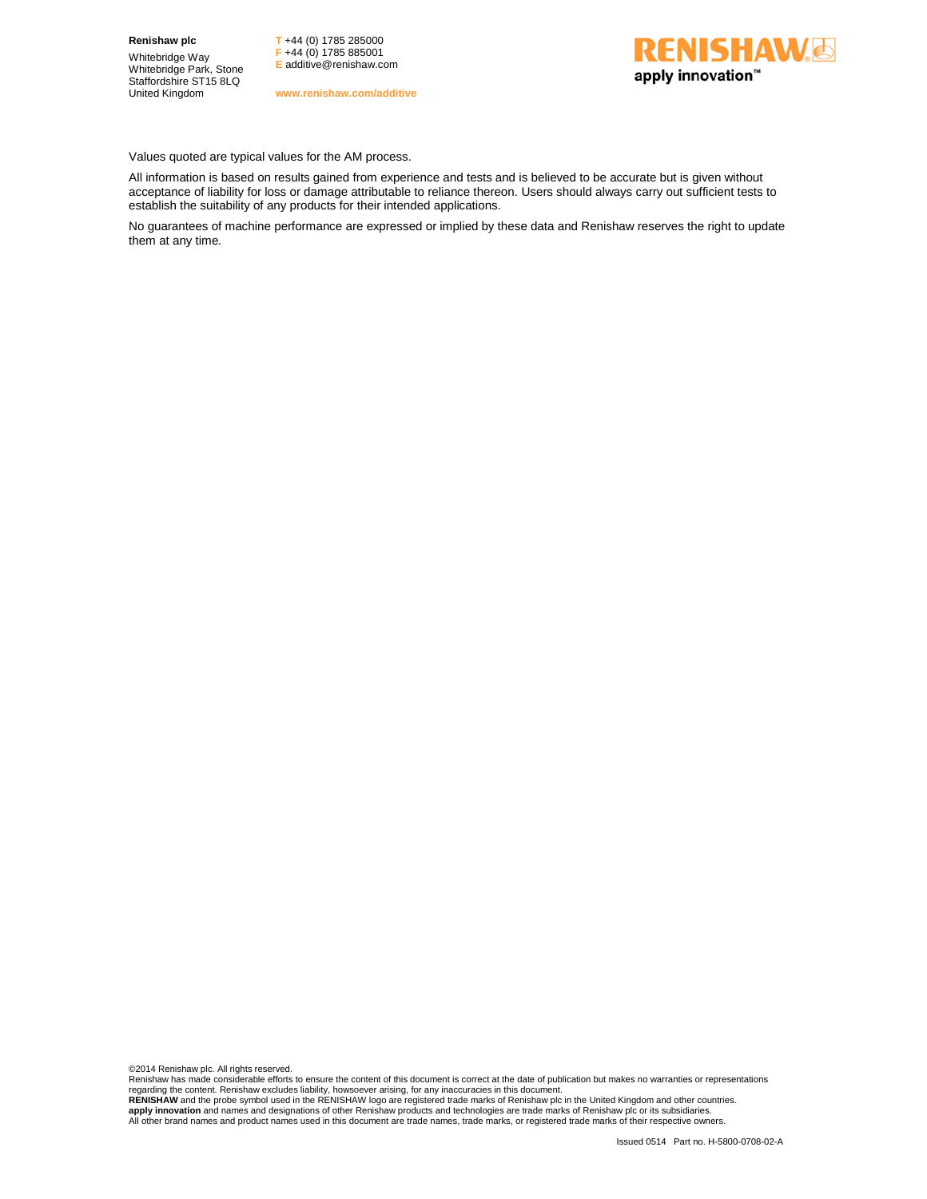**Renishaw plc**

Whitebridge Way
Whitebridge Park, Stone
Staffordshire ST15 8LQ
United Kingdom

**T** +44 (0) 1785 285000
**F** +44 (0) 1785 885001
**E** additive@renishaw.com

**www.renishaw.com/additive**

Values quoted are typical values for the AM process.

All information is based on results gained from experience and tests and is believed to be accurate but is given without acceptance of liability for loss or damage attributable to reliance thereon. Users should always carry out sufficient tests to establish the suitability of any products for their intended applications.

No guarantees of machine performance are expressed or implied by these data and Renishaw reserves the right to update them at any time.

©2014 Renishaw plc. All rights reserved.
Renishaw has made considerable efforts to ensure the content of this document is correct at the date of publication but makes no warranties or representations regarding the content. Renishaw excludes liability, howsoever arising, for any inaccuracies in this document.
**RENISHAW** and the probe symbol used in the RENISHAW logo are registered trade marks of Renishaw plc in the United Kingdom and other countries.
**apply innovation** and names and designations of other Renishaw products and technologies are trade marks of Renishaw plc or its subsidiaries.
All other brand names and product names used in this document are trade names, trade marks, or registered trade marks of their respective owners.

Issued 0514 Part no. H-5800-0708-02-A